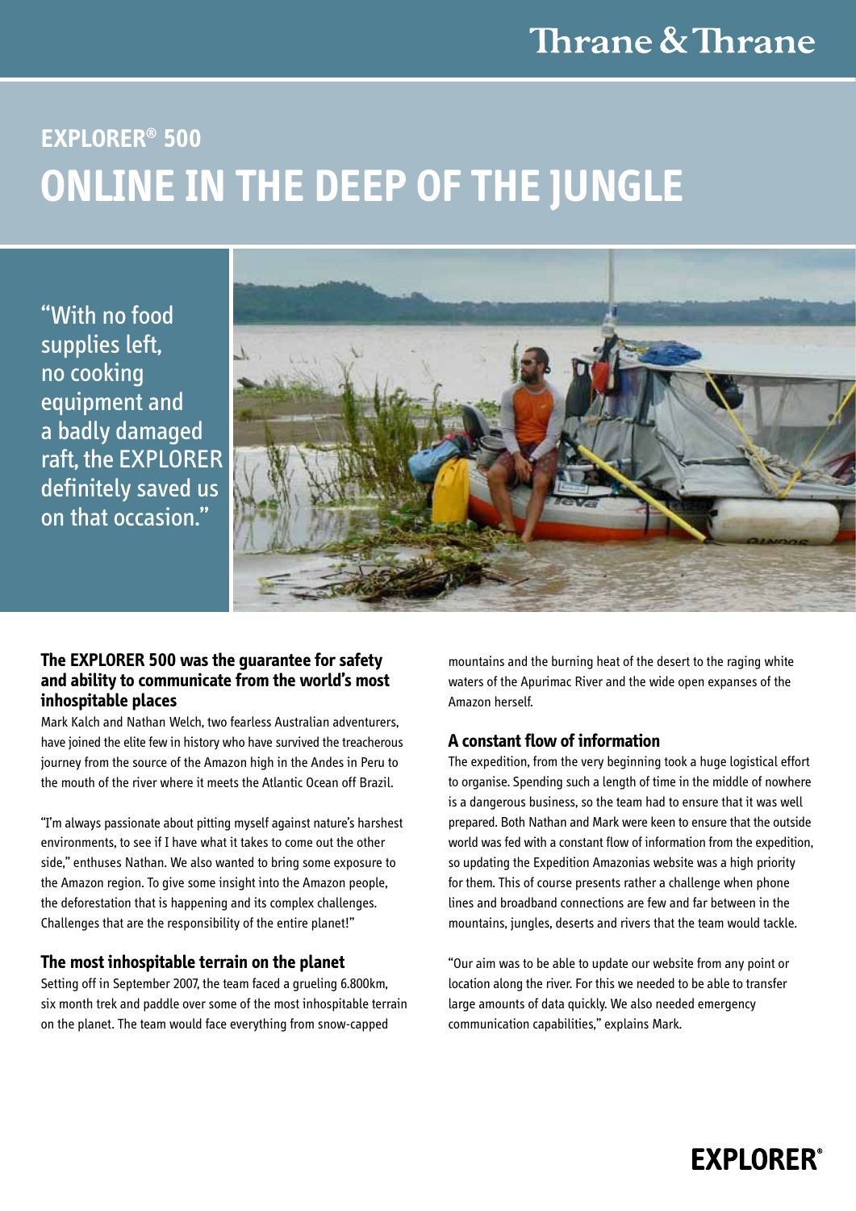Thrane & Thrane

## EXPLORER® 500

# ONLINE IN THE DEEP OF THE JUNGLE

"With no food supplies left, no cooking equipment and a badly damaged raft, the EXPLORER definitely saved us on that occasion."

### The EXPLORER 500 was the guarantee for safety and ability to communicate from the world's most inhospitable places

Mark Kalch and Nathan Welch, two fearless Australian adventurers, have joined the elite few in history who have survived the treacherous journey from the source of the Amazon high in the Andes in Peru to the mouth of the river where it meets the Atlantic Ocean off Brazil.

"I'm always passionate about pitting myself against nature's harshest environments, to see if I have what it takes to come out the other side," enthuses Nathan. We also wanted to bring some exposure to the Amazon region. To give some insight into the Amazon people, the deforestation that is happening and its complex challenges. Challenges that are the responsibility of the entire planet!"

### The most inhospitable terrain on the planet

Setting off in September 2007, the team faced a grueling 6.800km, six month trek and paddle over some of the most inhospitable terrain on the planet. The team would face everything from snow-capped mountains and the burning heat of the desert to the raging white waters of the Apurimac River and the wide open expanses of the Amazon herself.

### A constant flow of information

The expedition, from the very beginning took a huge logistical effort to organise. Spending such a length of time in the middle of nowhere is a dangerous business, so the team had to ensure that it was well prepared. Both Nathan and Mark were keen to ensure that the outside world was fed with a constant flow of information from the expedition, so updating the Expedition Amazonias website was a high priority for them. This of course presents rather a challenge when phone lines and broadband connections are few and far between in the mountains, jungles, deserts and rivers that the team would tackle.

"Our aim was to be able to update our website from any point or location along the river. For this we needed to be able to transfer large amounts of data quickly. We also needed emergency communication capabilities," explains Mark.

EXPLORER®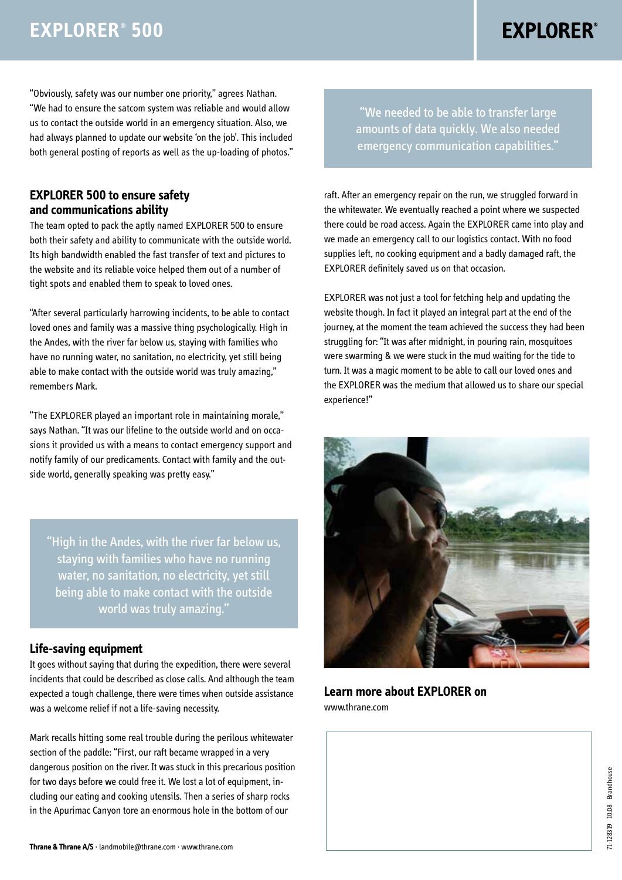"Obviously, safety was our number one priority," agrees Nathan. "We had to ensure the satcom system was reliable and would allow us to contact the outside world in an emergency situation. Also, we had always planned to update our website 'on the job'. This included both general posting of reports as well as the up-loading of photos."

## EXPLORER 500 to ensure safety and communications ability

The team opted to pack the aptly named EXPLORER 500 to ensure both their safety and ability to communicate with the outside world. Its high bandwidth enabled the fast transfer of text and pictures to the website and its reliable voice helped them out of a number of tight spots and enabled them to speak to loved ones.

"After several particularly harrowing incidents, to be able to contact loved ones and family was a massive thing psychologically. High in the Andes, with the river far below us, staying with families who have no running water, no sanitation, no electricity, yet still being able to make contact with the outside world was truly amazing," remembers Mark.

"The EXPLORER played an important role in maintaining morale," says Nathan. "It was our lifeline to the outside world and on occasions it provided us with a means to contact emergency support and notify family of our predicaments. Contact with family and the outside world, generally speaking was pretty easy."

> "High in the Andes, with the river far below us, staying with families who have no running water, no sanitation, no electricity, yet still being able to make contact with the outside world was truly amazing."

## Life-saving equipment

It goes without saying that during the expedition, there were several incidents that could be described as close calls. And although the team expected a tough challenge, there were times when outside assistance was a welcome relief if not a life-saving necessity.

Mark recalls hitting some real trouble during the perilous whitewater section of the paddle: "First, our raft became wrapped in a very dangerous position on the river. It was stuck in this precarious position for two days before we could free it. We lost a lot of equipment, including our eating and cooking utensils. Then a series of sharp rocks in the Apurimac Canyon tore an enormous hole in the bottom of our raft. After an emergency repair on the run, we struggled forward in the whitewater. We eventually reached a point where we suspected there could be road access. Again the EXPLORER came into play and we made an emergency call to our logistics contact. With no food supplies left, no cooking equipment and a badly damaged raft, the EXPLORER definitely saved us on that occasion.

> "We needed to be able to transfer large amounts of data quickly. We also needed emergency communication capabilities."

EXPLORER was not just a tool for fetching help and updating the website though. In fact it played an integral part at the end of the journey, at the moment the team achieved the success they had been struggling for: "It was after midnight, in pouring rain, mosquitoes were swarming & we were stuck in the mud waiting for the tide to turn. It was a magic moment to be able to call our loved ones and the EXPLORER was the medium that allowed us to share our special experience!"

**Learn more about EXPLORER on**
www.thrane.com

**Thrane & Thrane A/S** · landmobile@thrane.com · www.thrane.com

71-128319 10.08 Brandhouse